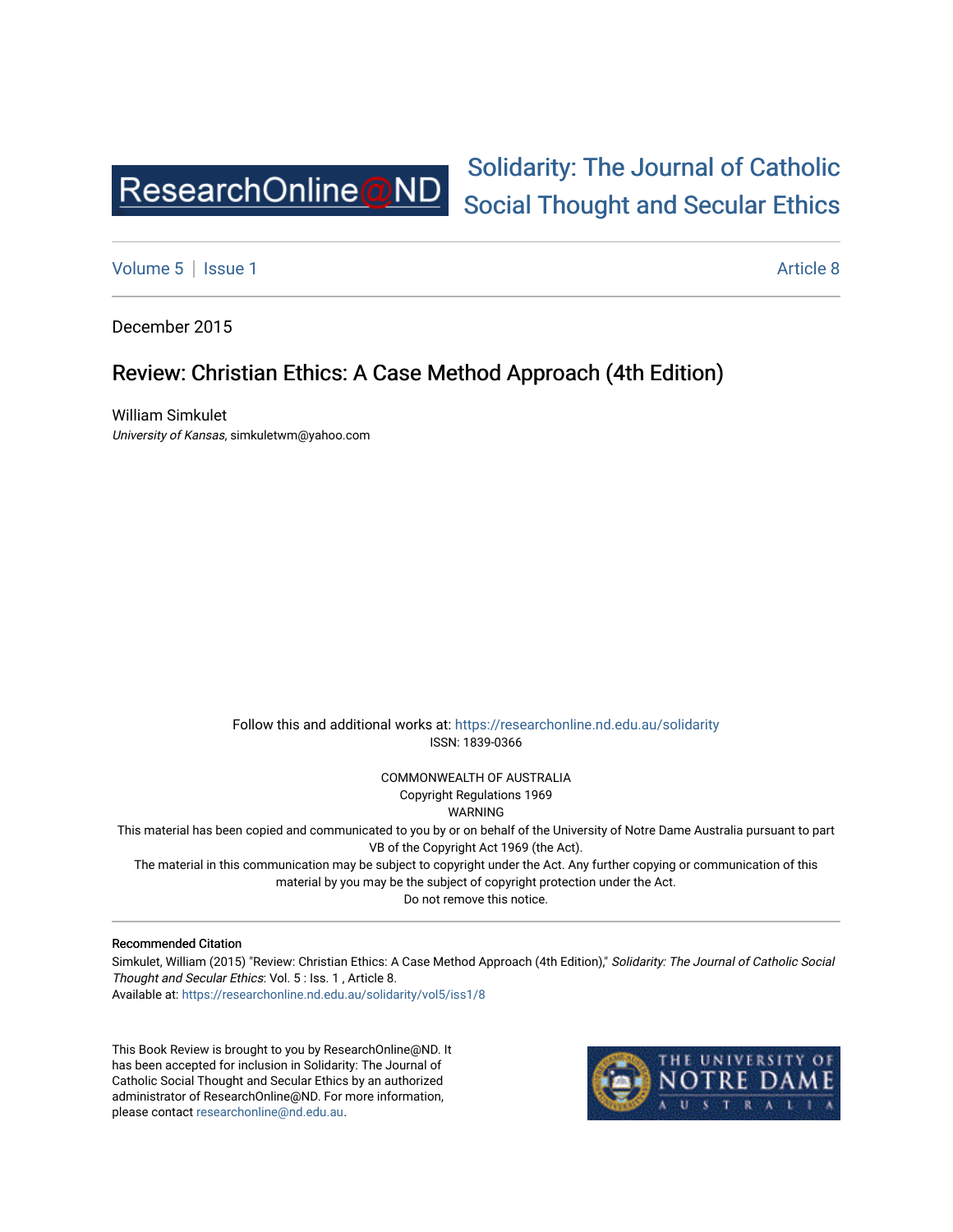Solidarity: The Journal of Catholic Social Thought and Secular Ethics

Volume 5 | Issue 1 — Article 8

December 2015

# Review: Christian Ethics: A Case Method Approach (4th Edition)

William Simkulet
*University of Kansas*, simkuletwm@yahoo.com

Follow this and additional works at: https://researchonline.nd.edu.au/solidarity
ISSN: 1839-0366

COMMONWEALTH OF AUSTRALIA
Copyright Regulations 1969
WARNING
This material has been copied and communicated to you by or on behalf of the University of Notre Dame Australia pursuant to part VB of the Copyright Act 1969 (the Act).
The material in this communication may be subject to copyright under the Act. Any further copying or communication of this material by you may be the subject of copyright protection under the Act.
Do not remove this notice.

**Recommended Citation**
Simkulet, William (2015) "Review: Christian Ethics: A Case Method Approach (4th Edition)," *Solidarity: The Journal of Catholic Social Thought and Secular Ethics*: Vol. 5 : Iss. 1 , Article 8.
Available at: https://researchonline.nd.edu.au/solidarity/vol5/iss1/8

This Book Review is brought to you by ResearchOnline@ND. It has been accepted for inclusion in Solidarity: The Journal of Catholic Social Thought and Secular Ethics by an authorized administrator of ResearchOnline@ND. For more information, please contact researchonline@nd.edu.au.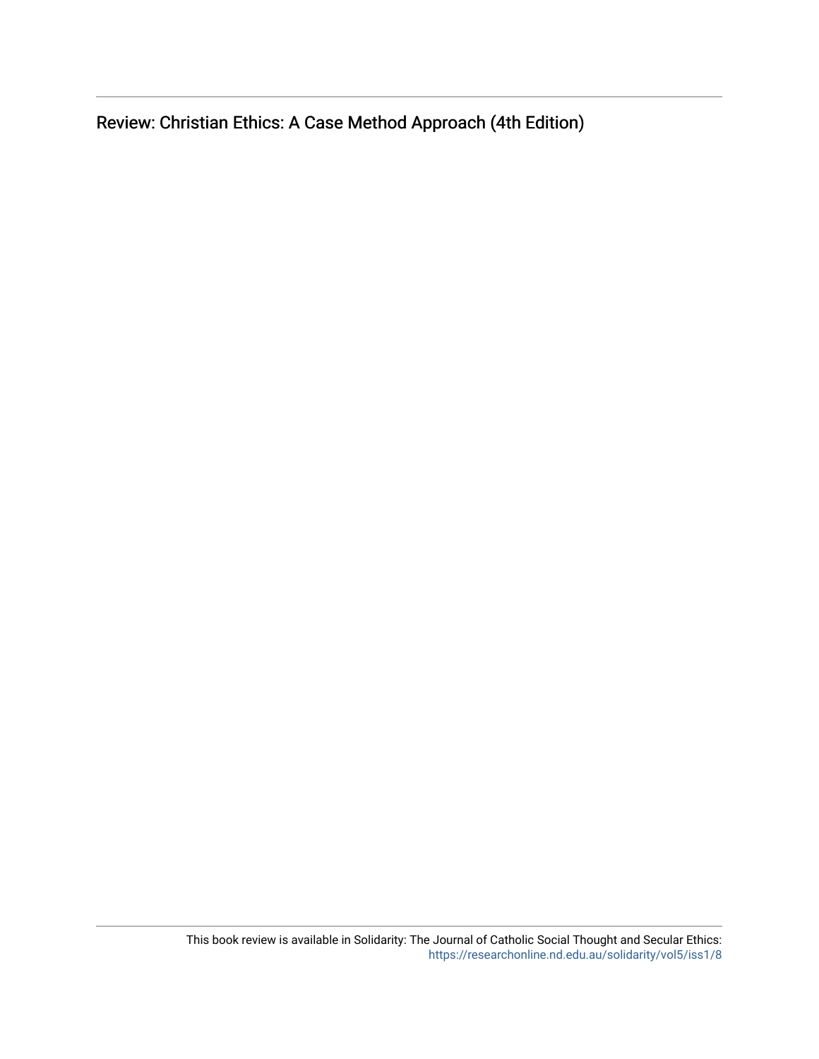Review: Christian Ethics: A Case Method Approach (4th Edition)

This book review is available in Solidarity: The Journal of Catholic Social Thought and Secular Ethics: https://researchonline.nd.edu.au/solidarity/vol5/iss1/8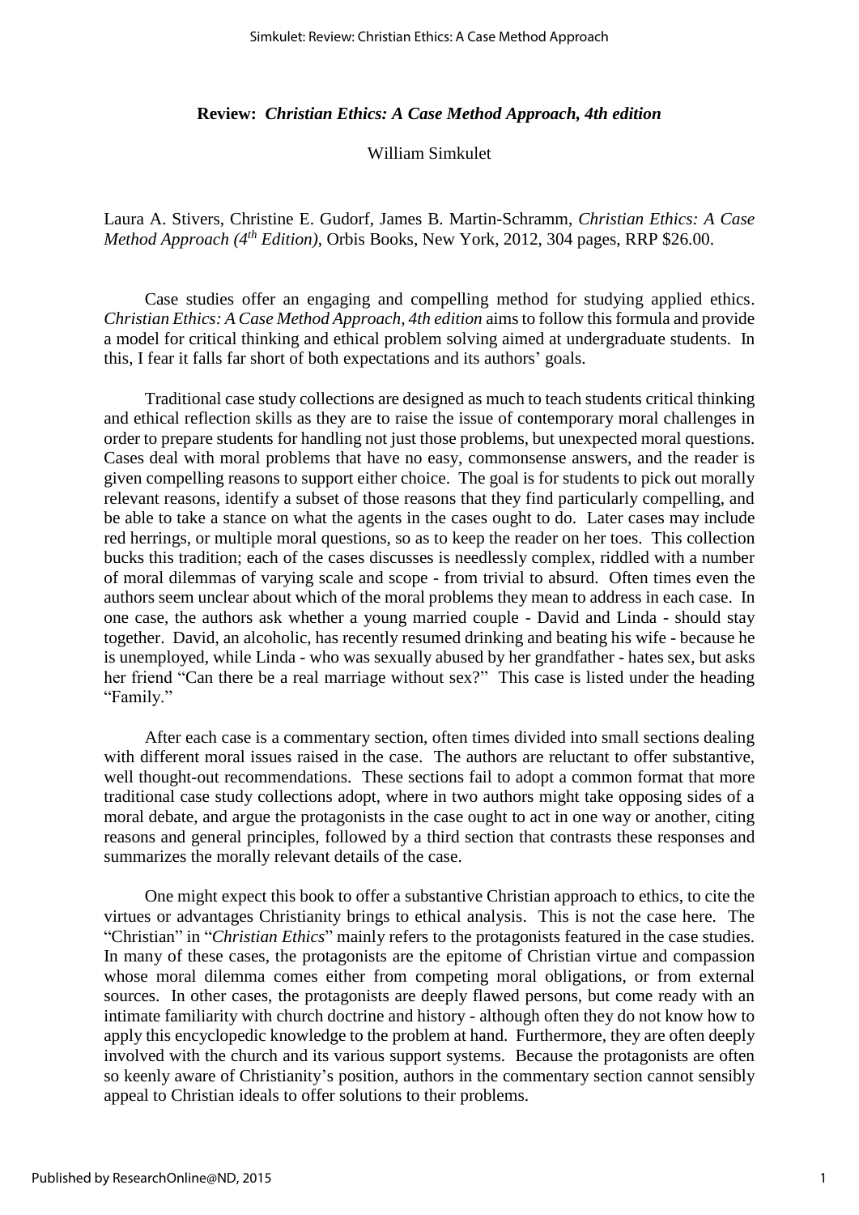**Review: *Christian Ethics: A Case Method Approach, 4th edition***

William Simkulet

Laura A. Stivers, Christine E. Gudorf, James B. Martin-Schramm, *Christian Ethics: A Case Method Approach (4th Edition)*, Orbis Books, New York, 2012, 304 pages, RRP $26.00.

Case studies offer an engaging and compelling method for studying applied ethics. *Christian Ethics: A Case Method Approach, 4th edition* aims to follow this formula and provide a model for critical thinking and ethical problem solving aimed at undergraduate students. In this, I fear it falls far short of both expectations and its authors' goals.

Traditional case study collections are designed as much to teach students critical thinking and ethical reflection skills as they are to raise the issue of contemporary moral challenges in order to prepare students for handling not just those problems, but unexpected moral questions. Cases deal with moral problems that have no easy, commonsense answers, and the reader is given compelling reasons to support either choice. The goal is for students to pick out morally relevant reasons, identify a subset of those reasons that they find particularly compelling, and be able to take a stance on what the agents in the cases ought to do. Later cases may include red herrings, or multiple moral questions, so as to keep the reader on her toes. This collection bucks this tradition; each of the cases discusses is needlessly complex, riddled with a number of moral dilemmas of varying scale and scope - from trivial to absurd. Often times even the authors seem unclear about which of the moral problems they mean to address in each case. In one case, the authors ask whether a young married couple - David and Linda - should stay together. David, an alcoholic, has recently resumed drinking and beating his wife - because he is unemployed, while Linda - who was sexually abused by her grandfather - hates sex, but asks her friend "Can there be a real marriage without sex?" This case is listed under the heading "Family."

After each case is a commentary section, often times divided into small sections dealing with different moral issues raised in the case. The authors are reluctant to offer substantive, well thought-out recommendations. These sections fail to adopt a common format that more traditional case study collections adopt, where in two authors might take opposing sides of a moral debate, and argue the protagonists in the case ought to act in one way or another, citing reasons and general principles, followed by a third section that contrasts these responses and summarizes the morally relevant details of the case.

One might expect this book to offer a substantive Christian approach to ethics, to cite the virtues or advantages Christianity brings to ethical analysis. This is not the case here. The "Christian" in "*Christian Ethics*" mainly refers to the protagonists featured in the case studies. In many of these cases, the protagonists are the epitome of Christian virtue and compassion whose moral dilemma comes either from competing moral obligations, or from external sources. In other cases, the protagonists are deeply flawed persons, but come ready with an intimate familiarity with church doctrine and history - although often they do not know how to apply this encyclopedic knowledge to the problem at hand. Furthermore, they are often deeply involved with the church and its various support systems. Because the protagonists are often so keenly aware of Christianity's position, authors in the commentary section cannot sensibly appeal to Christian ideals to offer solutions to their problems.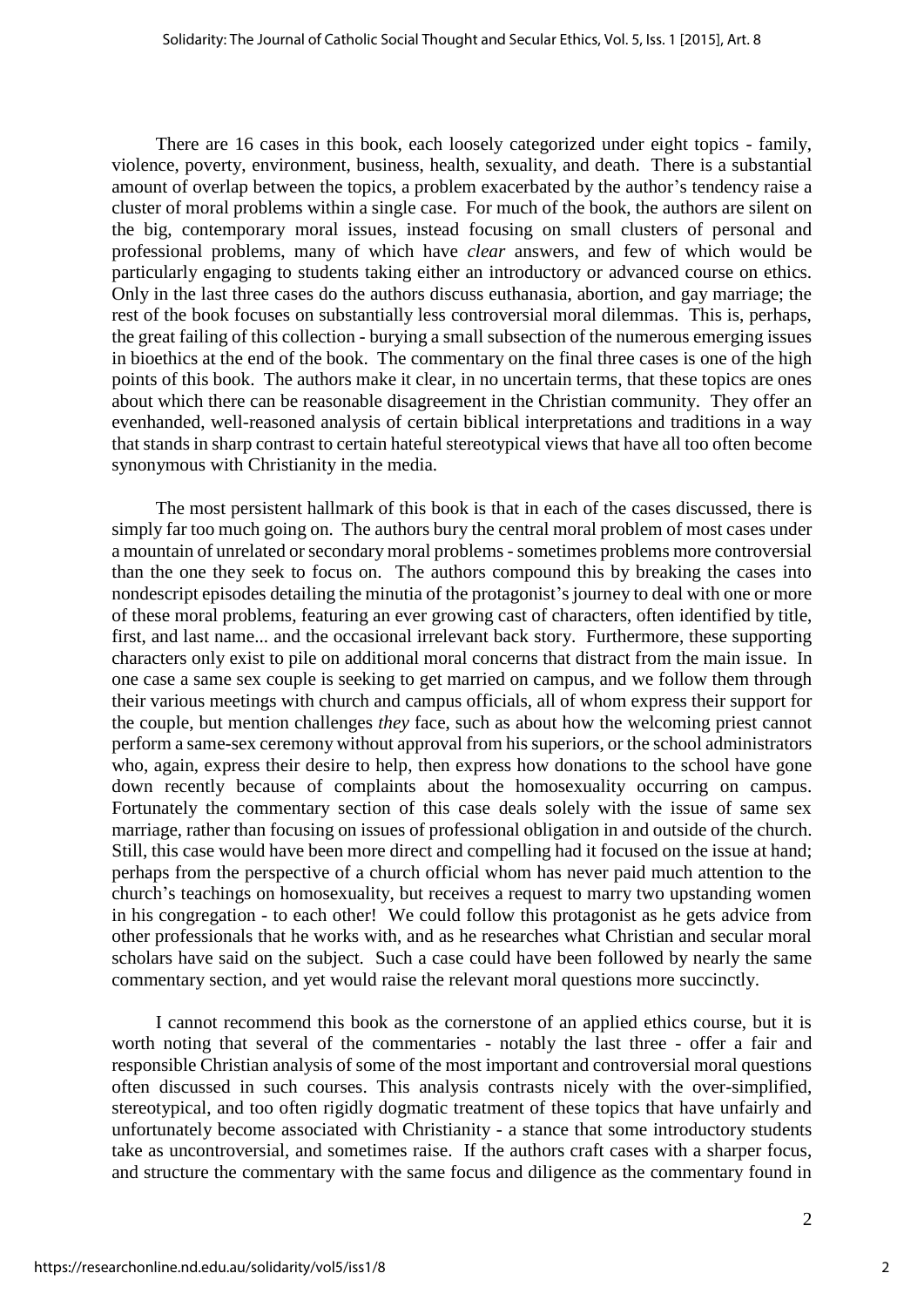There are 16 cases in this book, each loosely categorized under eight topics - family, violence, poverty, environment, business, health, sexuality, and death. There is a substantial amount of overlap between the topics, a problem exacerbated by the author's tendency raise a cluster of moral problems within a single case. For much of the book, the authors are silent on the big, contemporary moral issues, instead focusing on small clusters of personal and professional problems, many of which have *clear* answers, and few of which would be particularly engaging to students taking either an introductory or advanced course on ethics. Only in the last three cases do the authors discuss euthanasia, abortion, and gay marriage; the rest of the book focuses on substantially less controversial moral dilemmas. This is, perhaps, the great failing of this collection - burying a small subsection of the numerous emerging issues in bioethics at the end of the book. The commentary on the final three cases is one of the high points of this book. The authors make it clear, in no uncertain terms, that these topics are ones about which there can be reasonable disagreement in the Christian community. They offer an evenhanded, well-reasoned analysis of certain biblical interpretations and traditions in a way that stands in sharp contrast to certain hateful stereotypical views that have all too often become synonymous with Christianity in the media.

The most persistent hallmark of this book is that in each of the cases discussed, there is simply far too much going on. The authors bury the central moral problem of most cases under a mountain of unrelated or secondary moral problems - sometimes problems more controversial than the one they seek to focus on. The authors compound this by breaking the cases into nondescript episodes detailing the minutia of the protagonist's journey to deal with one or more of these moral problems, featuring an ever growing cast of characters, often identified by title, first, and last name... and the occasional irrelevant back story. Furthermore, these supporting characters only exist to pile on additional moral concerns that distract from the main issue. In one case a same sex couple is seeking to get married on campus, and we follow them through their various meetings with church and campus officials, all of whom express their support for the couple, but mention challenges *they* face, such as about how the welcoming priest cannot perform a same-sex ceremony without approval from his superiors, or the school administrators who, again, express their desire to help, then express how donations to the school have gone down recently because of complaints about the homosexuality occurring on campus. Fortunately the commentary section of this case deals solely with the issue of same sex marriage, rather than focusing on issues of professional obligation in and outside of the church. Still, this case would have been more direct and compelling had it focused on the issue at hand; perhaps from the perspective of a church official whom has never paid much attention to the church's teachings on homosexuality, but receives a request to marry two upstanding women in his congregation - to each other! We could follow this protagonist as he gets advice from other professionals that he works with, and as he researches what Christian and secular moral scholars have said on the subject. Such a case could have been followed by nearly the same commentary section, and yet would raise the relevant moral questions more succinctly.

I cannot recommend this book as the cornerstone of an applied ethics course, but it is worth noting that several of the commentaries - notably the last three - offer a fair and responsible Christian analysis of some of the most important and controversial moral questions often discussed in such courses. This analysis contrasts nicely with the over-simplified, stereotypical, and too often rigidly dogmatic treatment of these topics that have unfairly and unfortunately become associated with Christianity - a stance that some introductory students take as uncontroversial, and sometimes raise. If the authors craft cases with a sharper focus, and structure the commentary with the same focus and diligence as the commentary found in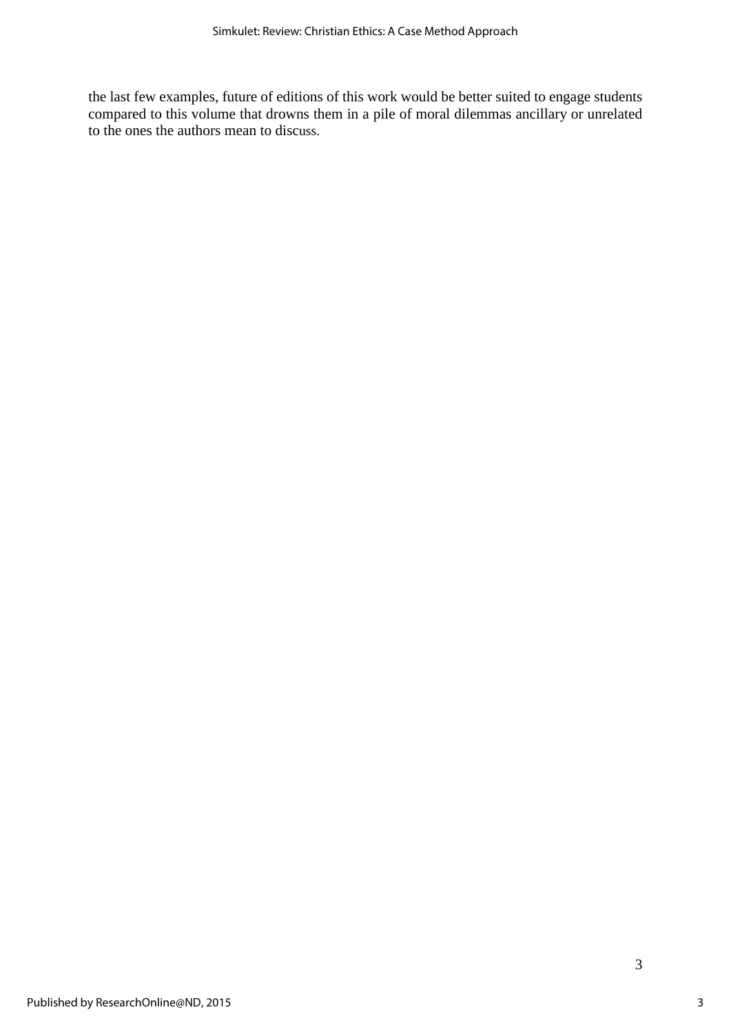the last few examples, future of editions of this work would be better suited to engage students compared to this volume that drowns them in a pile of moral dilemmas ancillary or unrelated to the ones the authors mean to discuss.